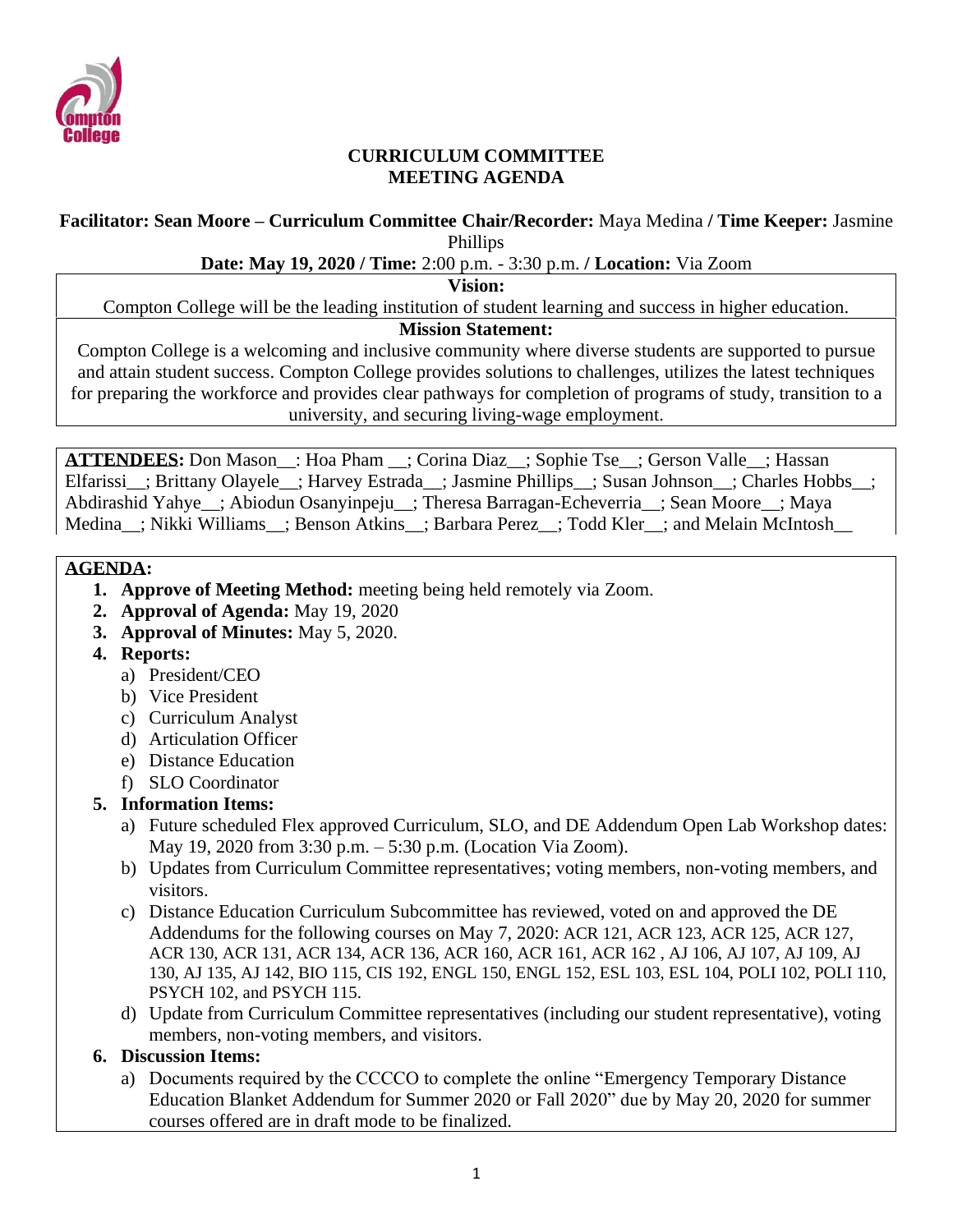# CURRICULUM COMMITTEE
# MEETING AGENDA

**Facilitator: Sean Moore – Curriculum Committee Chair/Recorder:** Maya Medina **/ Time Keeper:** Jasmine Phillips

**Date: May 19, 2020 / Time:** 2:00 p.m. - 3:30 p.m. **/ Location:** Via Zoom

**Vision:**

Compton College will be the leading institution of student learning and success in higher education.

**Mission Statement:**

Compton College is a welcoming and inclusive community where diverse students are supported to pursue and attain student success. Compton College provides solutions to challenges, utilizes the latest techniques for preparing the workforce and provides clear pathways for completion of programs of study, transition to a university, and securing living-wage employment.

**ATTENDEES:** Don Mason__: Hoa Pham __; Corina Diaz__; Sophie Tse__; Gerson Valle__; Hassan Elfarissi__; Brittany Olayele__; Harvey Estrada__; Jasmine Phillips__; Susan Johnson__; Charles Hobbs__; Abdirashid Yahye__; Abiodun Osanyinpeju__; Theresa Barragan-Echeverria__; Sean Moore__; Maya Medina__; Nikki Williams__; Benson Atkins__; Barbara Perez__; Todd Kler__; and Melain McIntosh__

**AGENDA:**

1. **Approve of Meeting Method:** meeting being held remotely via Zoom.
2. **Approval of Agenda:** May 19, 2020
3. **Approval of Minutes:** May 5, 2020.
4. **Reports:**
   a) President/CEO
   b) Vice President
   c) Curriculum Analyst
   d) Articulation Officer
   e) Distance Education
   f) SLO Coordinator
5. **Information Items:**
   a) Future scheduled Flex approved Curriculum, SLO, and DE Addendum Open Lab Workshop dates: May 19, 2020 from 3:30 p.m. – 5:30 p.m. (Location Via Zoom).
   b) Updates from Curriculum Committee representatives; voting members, non-voting members, and visitors.
   c) Distance Education Curriculum Subcommittee has reviewed, voted on and approved the DE Addendums for the following courses on May 7, 2020: ACR 121, ACR 123, ACR 125, ACR 127, ACR 130, ACR 131, ACR 134, ACR 136, ACR 160, ACR 161, ACR 162 , AJ 106, AJ 107, AJ 109, AJ 130, AJ 135, AJ 142, BIO 115, CIS 192, ENGL 150, ENGL 152, ESL 103, ESL 104, POLI 102, POLI 110, PSYCH 102, and PSYCH 115.
   d) Update from Curriculum Committee representatives (including our student representative), voting members, non-voting members, and visitors.
6. **Discussion Items:**
   a) Documents required by the CCCCO to complete the online "Emergency Temporary Distance Education Blanket Addendum for Summer 2020 or Fall 2020" due by May 20, 2020 for summer courses offered are in draft mode to be finalized.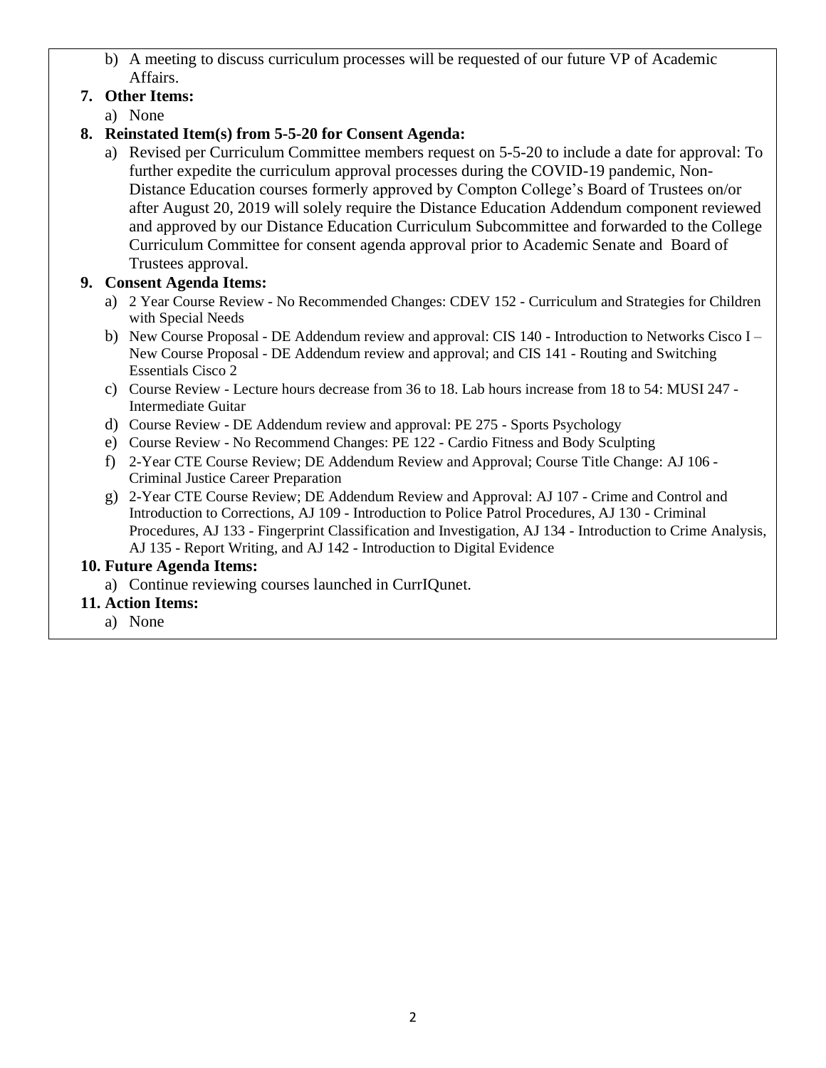b) A meeting to discuss curriculum processes will be requested of our future VP of Academic Affairs.

**7. Other Items:**

a) None

**8. Reinstated Item(s) from 5-5-20 for Consent Agenda:**

a) Revised per Curriculum Committee members request on 5-5-20 to include a date for approval: To further expedite the curriculum approval processes during the COVID-19 pandemic, Non-Distance Education courses formerly approved by Compton College's Board of Trustees on/or after August 20, 2019 will solely require the Distance Education Addendum component reviewed and approved by our Distance Education Curriculum Subcommittee and forwarded to the College Curriculum Committee for consent agenda approval prior to Academic Senate and Board of Trustees approval.

**9. Consent Agenda Items:**

a) 2 Year Course Review - No Recommended Changes: CDEV 152 - Curriculum and Strategies for Children with Special Needs

b) New Course Proposal - DE Addendum review and approval: CIS 140 - Introduction to Networks Cisco I – New Course Proposal - DE Addendum review and approval; and CIS 141 - Routing and Switching Essentials Cisco 2

c) Course Review - Lecture hours decrease from 36 to 18. Lab hours increase from 18 to 54: MUSI 247 - Intermediate Guitar

d) Course Review - DE Addendum review and approval: PE 275 - Sports Psychology

e) Course Review - No Recommend Changes: PE 122 - Cardio Fitness and Body Sculpting

f) 2-Year CTE Course Review; DE Addendum Review and Approval; Course Title Change: AJ 106 - Criminal Justice Career Preparation

g) 2-Year CTE Course Review; DE Addendum Review and Approval: AJ 107 - Crime and Control and Introduction to Corrections, AJ 109 - Introduction to Police Patrol Procedures, AJ 130 - Criminal Procedures, AJ 133 - Fingerprint Classification and Investigation, AJ 134 - Introduction to Crime Analysis, AJ 135 - Report Writing, and AJ 142 - Introduction to Digital Evidence

**10. Future Agenda Items:**

a) Continue reviewing courses launched in CurrIQunet.

**11. Action Items:**

a) None